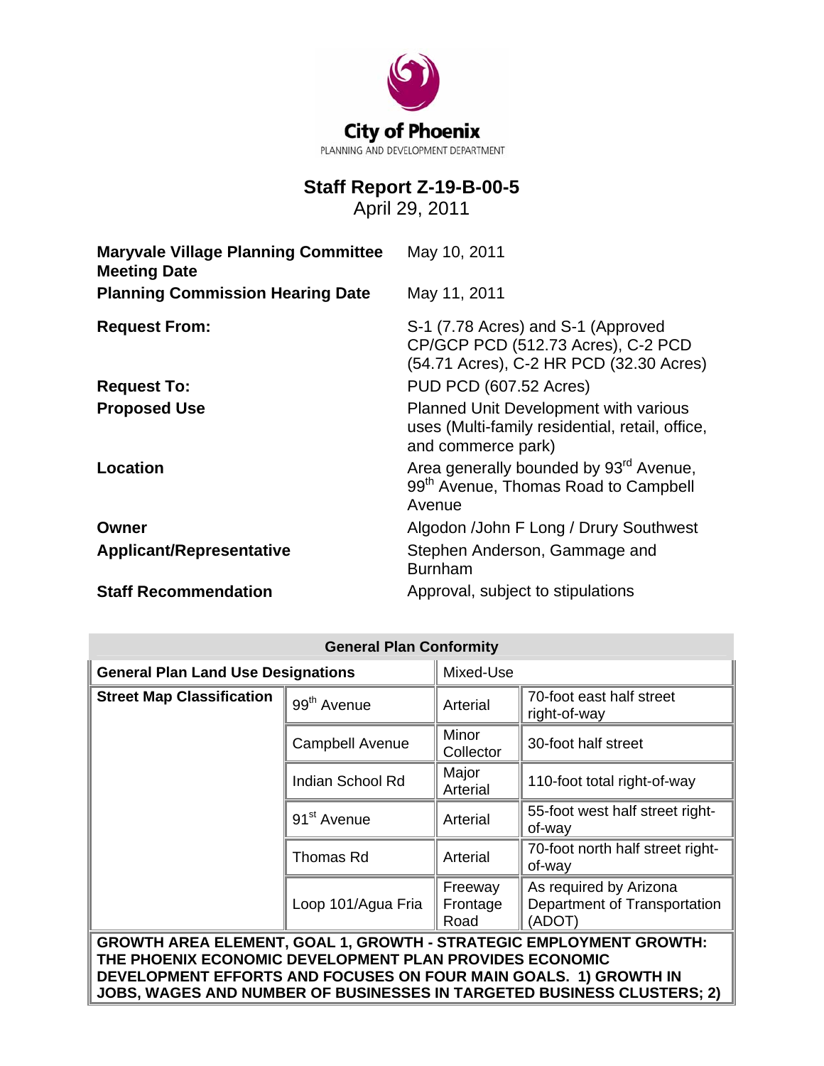City of Phoenix
PLANNING AND DEVELOPMENT DEPARTMENT

# Staff Report Z-19-B-00-5

April 29, 2011

| | |
|---|---|
| **Maryvale Village Planning Committee Meeting Date** | May 10, 2011 |
| **Planning Commission Hearing Date** | May 11, 2011 |
| **Request From:** | S-1 (7.78 Acres) and S-1 (Approved CP/GCP PCD (512.73 Acres), C-2 PCD (54.71 Acres), C-2 HR PCD (32.30 Acres) |
| **Request To:** | PUD PCD (607.52 Acres) |
| **Proposed Use** | Planned Unit Development with various uses (Multi-family residential, retail, office, and commerce park) |
| **Location** | Area generally bounded by 93rd Avenue, 99th Avenue, Thomas Road to Campbell Avenue |
| **Owner** | Algodon /John F Long / Drury Southwest |
| **Applicant/Representative** | Stephen Anderson, Gammage and Burnham |
| **Staff Recommendation** | Approval, subject to stipulations |

| General Plan Conformity | | | |
|---|---|---|---|
| **General Plan Land Use Designations** | | Mixed-Use | |
| **Street Map Classification** | 99th Avenue | Arterial | 70-foot east half street right-of-way |
| | Campbell Avenue | Minor Collector | 30-foot half street |
| | Indian School Rd | Major Arterial | 110-foot total right-of-way |
| | 91st Avenue | Arterial | 55-foot west half street right-of-way |
| | Thomas Rd | Arterial | 70-foot north half street right-of-way |
| | Loop 101/Agua Fria | Freeway Frontage Road | As required by Arizona Department of Transportation (ADOT) |

**GROWTH AREA ELEMENT, GOAL 1, GROWTH - STRATEGIC EMPLOYMENT GROWTH: THE PHOENIX ECONOMIC DEVELOPMENT PLAN PROVIDES ECONOMIC DEVELOPMENT EFFORTS AND FOCUSES ON FOUR MAIN GOALS. 1) GROWTH IN JOBS, WAGES AND NUMBER OF BUSINESSES IN TARGETED BUSINESS CLUSTERS; 2)**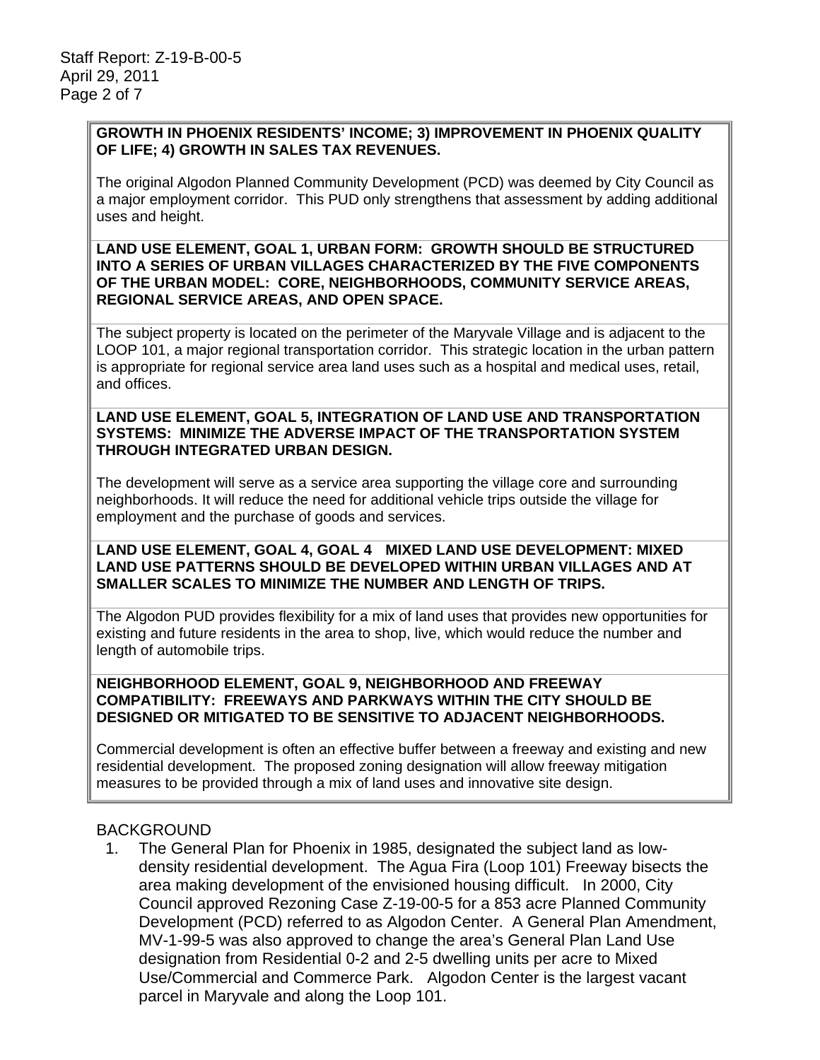**GROWTH IN PHOENIX RESIDENTS' INCOME; 3) IMPROVEMENT IN PHOENIX QUALITY OF LIFE; 4) GROWTH IN SALES TAX REVENUES.**

The original Algodon Planned Community Development (PCD) was deemed by City Council as a major employment corridor. This PUD only strengthens that assessment by adding additional uses and height.

**LAND USE ELEMENT, GOAL 1, URBAN FORM: GROWTH SHOULD BE STRUCTURED INTO A SERIES OF URBAN VILLAGES CHARACTERIZED BY THE FIVE COMPONENTS OF THE URBAN MODEL: CORE, NEIGHBORHOODS, COMMUNITY SERVICE AREAS, REGIONAL SERVICE AREAS, AND OPEN SPACE.**

The subject property is located on the perimeter of the Maryvale Village and is adjacent to the LOOP 101, a major regional transportation corridor. This strategic location in the urban pattern is appropriate for regional service area land uses such as a hospital and medical uses, retail, and offices.

**LAND USE ELEMENT, GOAL 5, INTEGRATION OF LAND USE AND TRANSPORTATION SYSTEMS: MINIMIZE THE ADVERSE IMPACT OF THE TRANSPORTATION SYSTEM THROUGH INTEGRATED URBAN DESIGN.**

The development will serve as a service area supporting the village core and surrounding neighborhoods. It will reduce the need for additional vehicle trips outside the village for employment and the purchase of goods and services.

**LAND USE ELEMENT, GOAL 4, GOAL 4 MIXED LAND USE DEVELOPMENT: MIXED LAND USE PATTERNS SHOULD BE DEVELOPED WITHIN URBAN VILLAGES AND AT SMALLER SCALES TO MINIMIZE THE NUMBER AND LENGTH OF TRIPS.**

The Algodon PUD provides flexibility for a mix of land uses that provides new opportunities for existing and future residents in the area to shop, live, which would reduce the number and length of automobile trips.

**NEIGHBORHOOD ELEMENT, GOAL 9, NEIGHBORHOOD AND FREEWAY COMPATIBILITY: FREEWAYS AND PARKWAYS WITHIN THE CITY SHOULD BE DESIGNED OR MITIGATED TO BE SENSITIVE TO ADJACENT NEIGHBORHOODS.**

Commercial development is often an effective buffer between a freeway and existing and new residential development. The proposed zoning designation will allow freeway mitigation measures to be provided through a mix of land uses and innovative site design.

## BACKGROUND

1. The General Plan for Phoenix in 1985, designated the subject land as low-density residential development. The Agua Fira (Loop 101) Freeway bisects the area making development of the envisioned housing difficult. In 2000, City Council approved Rezoning Case Z-19-00-5 for a 853 acre Planned Community Development (PCD) referred to as Algodon Center. A General Plan Amendment, MV-1-99-5 was also approved to change the area's General Plan Land Use designation from Residential 0-2 and 2-5 dwelling units per acre to Mixed Use/Commercial and Commerce Park. Algodon Center is the largest vacant parcel in Maryvale and along the Loop 101.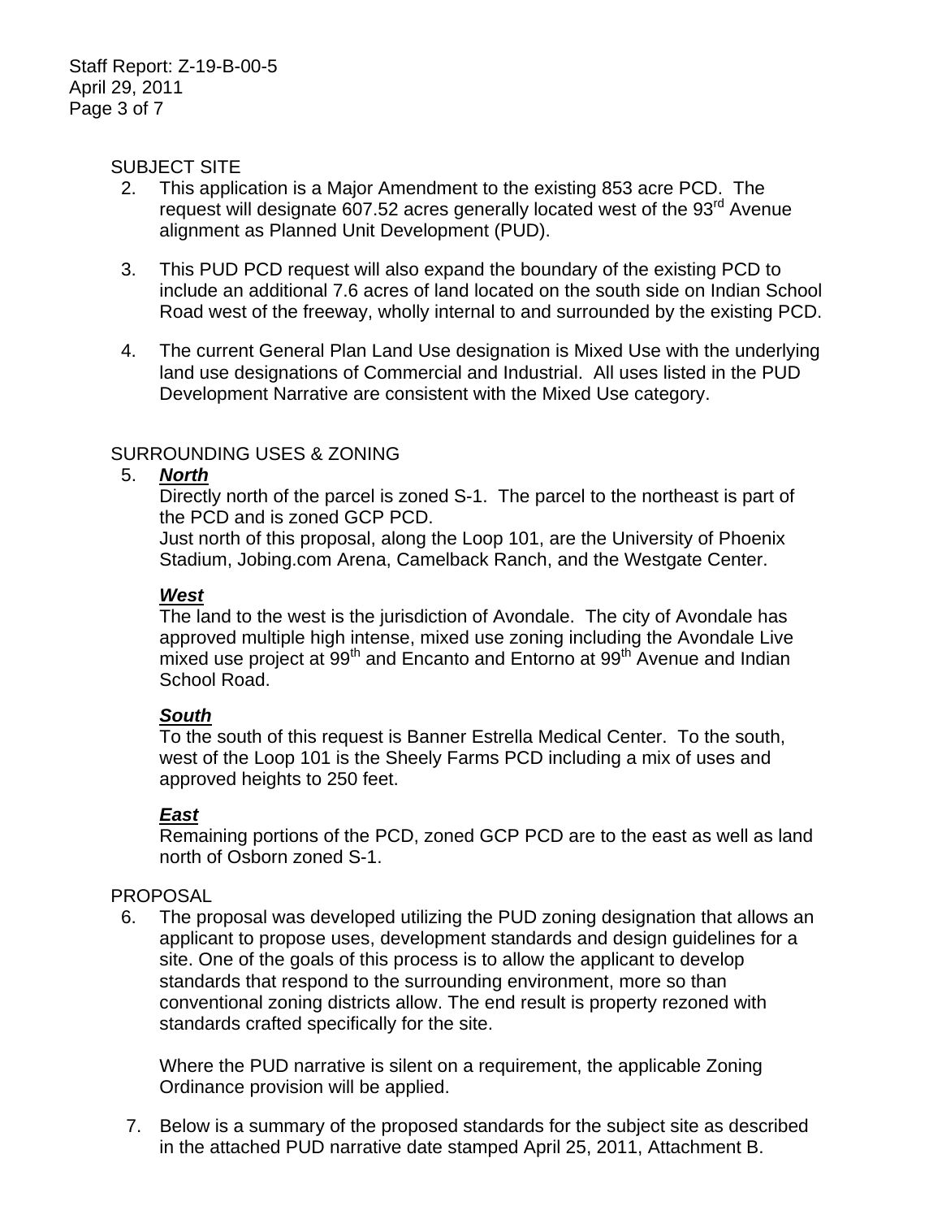SUBJECT SITE

2. This application is a Major Amendment to the existing 853 acre PCD. The request will designate 607.52 acres generally located west of the 93rd Avenue alignment as Planned Unit Development (PUD).

3. This PUD PCD request will also expand the boundary of the existing PCD to include an additional 7.6 acres of land located on the south side on Indian School Road west of the freeway, wholly internal to and surrounded by the existing PCD.

4. The current General Plan Land Use designation is Mixed Use with the underlying land use designations of Commercial and Industrial. All uses listed in the PUD Development Narrative are consistent with the Mixed Use category.

SURROUNDING USES & ZONING

5. ***North***

   Directly north of the parcel is zoned S-1. The parcel to the northeast is part of the PCD and is zoned GCP PCD.
   Just north of this proposal, along the Loop 101, are the University of Phoenix Stadium, Jobing.com Arena, Camelback Ranch, and the Westgate Center.

   ***West***

   The land to the west is the jurisdiction of Avondale. The city of Avondale has approved multiple high intense, mixed use zoning including the Avondale Live mixed use project at 99th and Encanto and Entorno at 99th Avenue and Indian School Road.

   ***South***

   To the south of this request is Banner Estrella Medical Center. To the south, west of the Loop 101 is the Sheely Farms PCD including a mix of uses and approved heights to 250 feet.

   ***East***

   Remaining portions of the PCD, zoned GCP PCD are to the east as well as land north of Osborn zoned S-1.

PROPOSAL

6. The proposal was developed utilizing the PUD zoning designation that allows an applicant to propose uses, development standards and design guidelines for a site. One of the goals of this process is to allow the applicant to develop standards that respond to the surrounding environment, more so than conventional zoning districts allow. The end result is property rezoned with standards crafted specifically for the site.

   Where the PUD narrative is silent on a requirement, the applicable Zoning Ordinance provision will be applied.

7. Below is a summary of the proposed standards for the subject site as described in the attached PUD narrative date stamped April 25, 2011, Attachment B.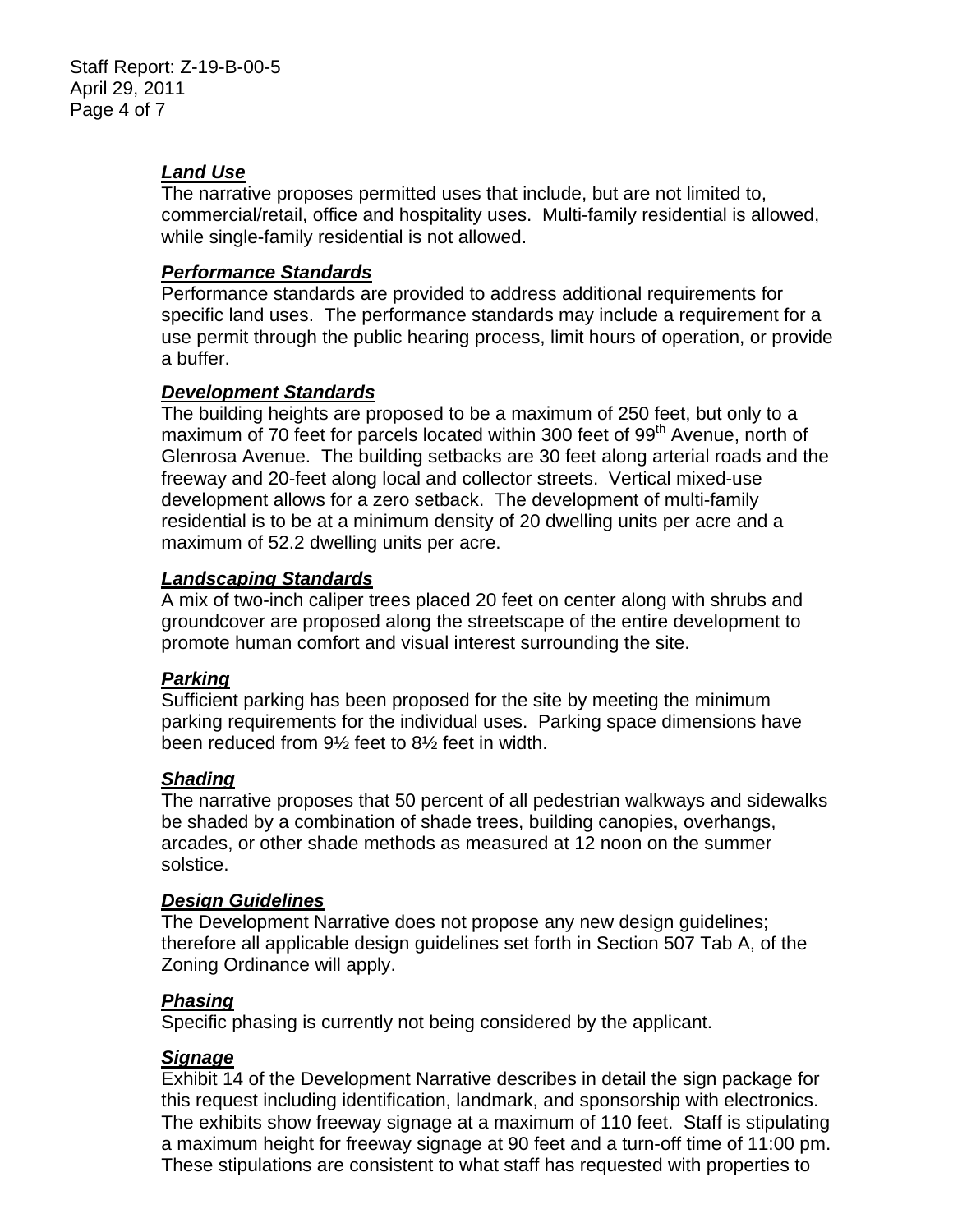***Land Use***

The narrative proposes permitted uses that include, but are not limited to, commercial/retail, office and hospitality uses. Multi-family residential is allowed, while single-family residential is not allowed.

***Performance Standards***

Performance standards are provided to address additional requirements for specific land uses. The performance standards may include a requirement for a use permit through the public hearing process, limit hours of operation, or provide a buffer.

***Development Standards***

The building heights are proposed to be a maximum of 250 feet, but only to a maximum of 70 feet for parcels located within 300 feet of 99th Avenue, north of Glenrosa Avenue. The building setbacks are 30 feet along arterial roads and the freeway and 20-feet along local and collector streets. Vertical mixed-use development allows for a zero setback. The development of multi-family residential is to be at a minimum density of 20 dwelling units per acre and a maximum of 52.2 dwelling units per acre.

***Landscaping Standards***

A mix of two-inch caliper trees placed 20 feet on center along with shrubs and groundcover are proposed along the streetscape of the entire development to promote human comfort and visual interest surrounding the site.

***Parking***

Sufficient parking has been proposed for the site by meeting the minimum parking requirements for the individual uses. Parking space dimensions have been reduced from 9½ feet to 8½ feet in width.

***Shading***

The narrative proposes that 50 percent of all pedestrian walkways and sidewalks be shaded by a combination of shade trees, building canopies, overhangs, arcades, or other shade methods as measured at 12 noon on the summer solstice.

***Design Guidelines***

The Development Narrative does not propose any new design guidelines; therefore all applicable design guidelines set forth in Section 507 Tab A, of the Zoning Ordinance will apply.

***Phasing***

Specific phasing is currently not being considered by the applicant.

***Signage***

Exhibit 14 of the Development Narrative describes in detail the sign package for this request including identification, landmark, and sponsorship with electronics. The exhibits show freeway signage at a maximum of 110 feet. Staff is stipulating a maximum height for freeway signage at 90 feet and a turn-off time of 11:00 pm. These stipulations are consistent to what staff has requested with properties to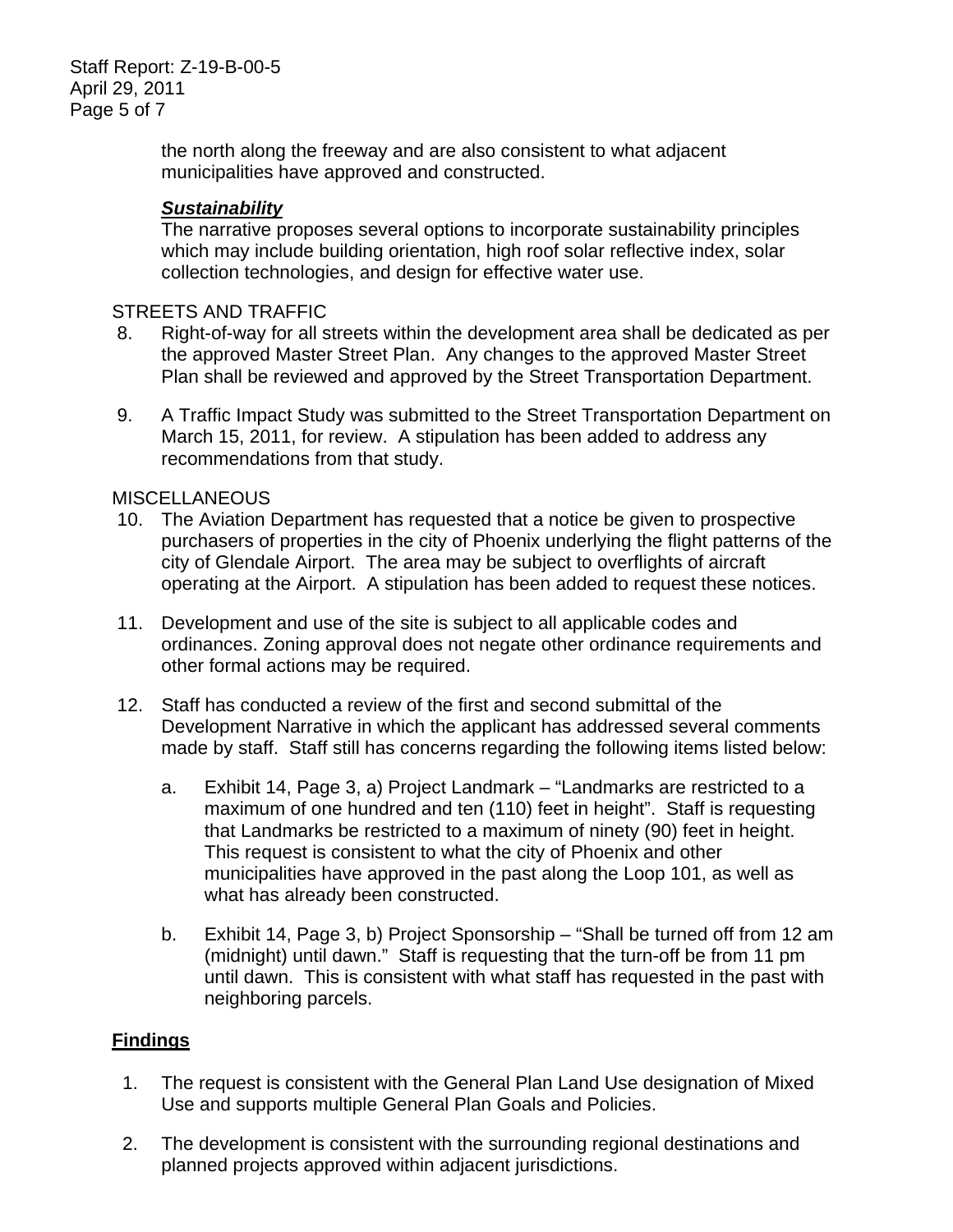the north along the freeway and are also consistent to what adjacent municipalities have approved and constructed.

***Sustainability***
The narrative proposes several options to incorporate sustainability principles which may include building orientation, high roof solar reflective index, solar collection technologies, and design for effective water use.

STREETS AND TRAFFIC

8. Right-of-way for all streets within the development area shall be dedicated as per the approved Master Street Plan. Any changes to the approved Master Street Plan shall be reviewed and approved by the Street Transportation Department.

9. A Traffic Impact Study was submitted to the Street Transportation Department on March 15, 2011, for review. A stipulation has been added to address any recommendations from that study.

MISCELLANEOUS

10. The Aviation Department has requested that a notice be given to prospective purchasers of properties in the city of Phoenix underlying the flight patterns of the city of Glendale Airport. The area may be subject to overflights of aircraft operating at the Airport. A stipulation has been added to request these notices.

11. Development and use of the site is subject to all applicable codes and ordinances. Zoning approval does not negate other ordinance requirements and other formal actions may be required.

12. Staff has conducted a review of the first and second submittal of the Development Narrative in which the applicant has addressed several comments made by staff. Staff still has concerns regarding the following items listed below:

    a. Exhibit 14, Page 3, a) Project Landmark – "Landmarks are restricted to a maximum of one hundred and ten (110) feet in height". Staff is requesting that Landmarks be restricted to a maximum of ninety (90) feet in height. This request is consistent to what the city of Phoenix and other municipalities have approved in the past along the Loop 101, as well as what has already been constructed.

    b. Exhibit 14, Page 3, b) Project Sponsorship – "Shall be turned off from 12 am (midnight) until dawn." Staff is requesting that the turn-off be from 11 pm until dawn. This is consistent with what staff has requested in the past with neighboring parcels.

## Findings

1. The request is consistent with the General Plan Land Use designation of Mixed Use and supports multiple General Plan Goals and Policies.

2. The development is consistent with the surrounding regional destinations and planned projects approved within adjacent jurisdictions.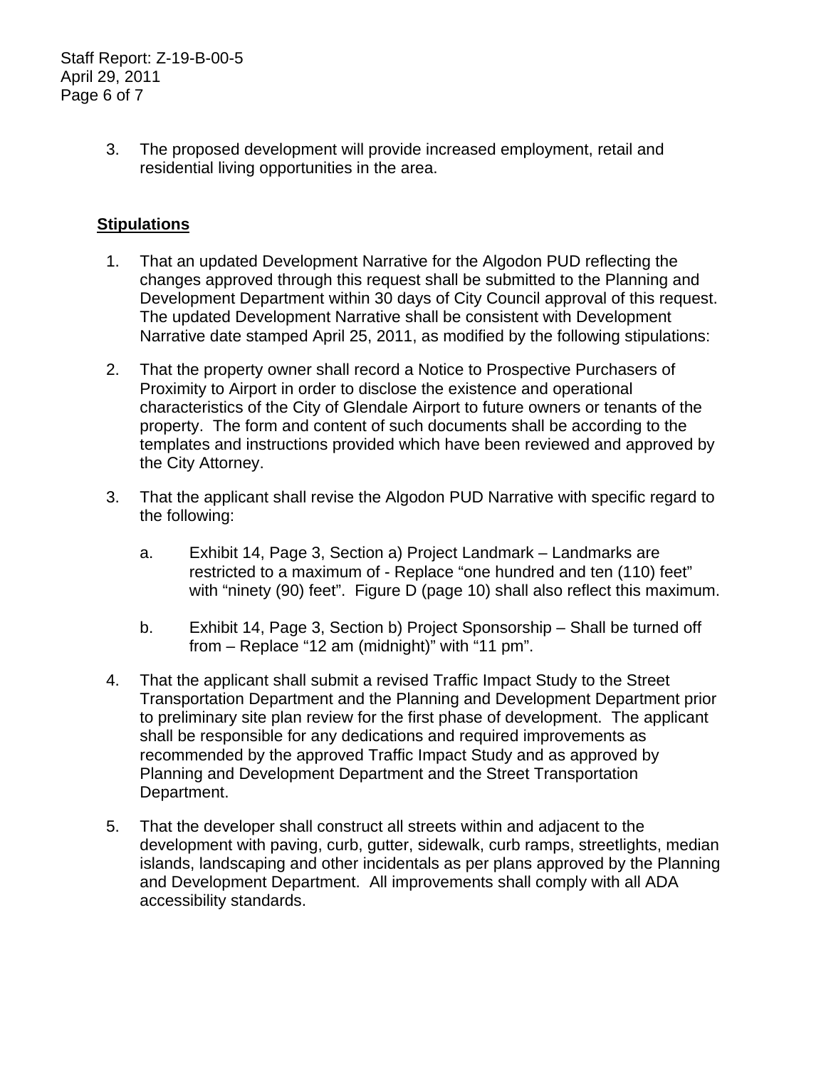3. The proposed development will provide increased employment, retail and residential living opportunities in the area.

**Stipulations**

1. That an updated Development Narrative for the Algodon PUD reflecting the changes approved through this request shall be submitted to the Planning and Development Department within 30 days of City Council approval of this request. The updated Development Narrative shall be consistent with Development Narrative date stamped April 25, 2011, as modified by the following stipulations:

2. That the property owner shall record a Notice to Prospective Purchasers of Proximity to Airport in order to disclose the existence and operational characteristics of the City of Glendale Airport to future owners or tenants of the property. The form and content of such documents shall be according to the templates and instructions provided which have been reviewed and approved by the City Attorney.

3. That the applicant shall revise the Algodon PUD Narrative with specific regard to the following:

   a. Exhibit 14, Page 3, Section a) Project Landmark – Landmarks are restricted to a maximum of - Replace "one hundred and ten (110) feet" with "ninety (90) feet". Figure D (page 10) shall also reflect this maximum.

   b. Exhibit 14, Page 3, Section b) Project Sponsorship – Shall be turned off from – Replace "12 am (midnight)" with "11 pm".

4. That the applicant shall submit a revised Traffic Impact Study to the Street Transportation Department and the Planning and Development Department prior to preliminary site plan review for the first phase of development. The applicant shall be responsible for any dedications and required improvements as recommended by the approved Traffic Impact Study and as approved by Planning and Development Department and the Street Transportation Department.

5. That the developer shall construct all streets within and adjacent to the development with paving, curb, gutter, sidewalk, curb ramps, streetlights, median islands, landscaping and other incidentals as per plans approved by the Planning and Development Department. All improvements shall comply with all ADA accessibility standards.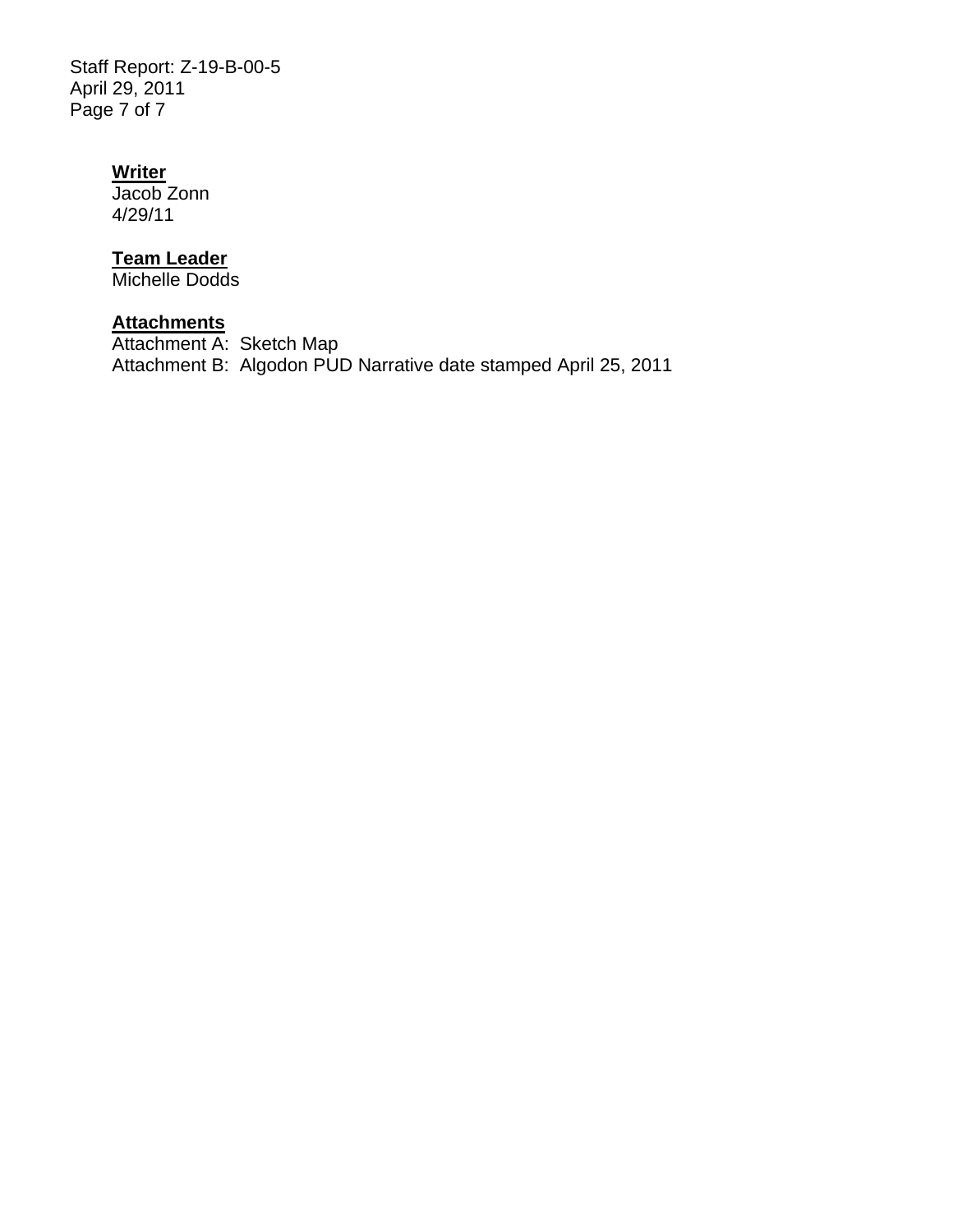**Writer**
Jacob Zonn
4/29/11

**Team Leader**
Michelle Dodds

**Attachments**
Attachment A: Sketch Map
Attachment B: Algodon PUD Narrative date stamped April 25, 2011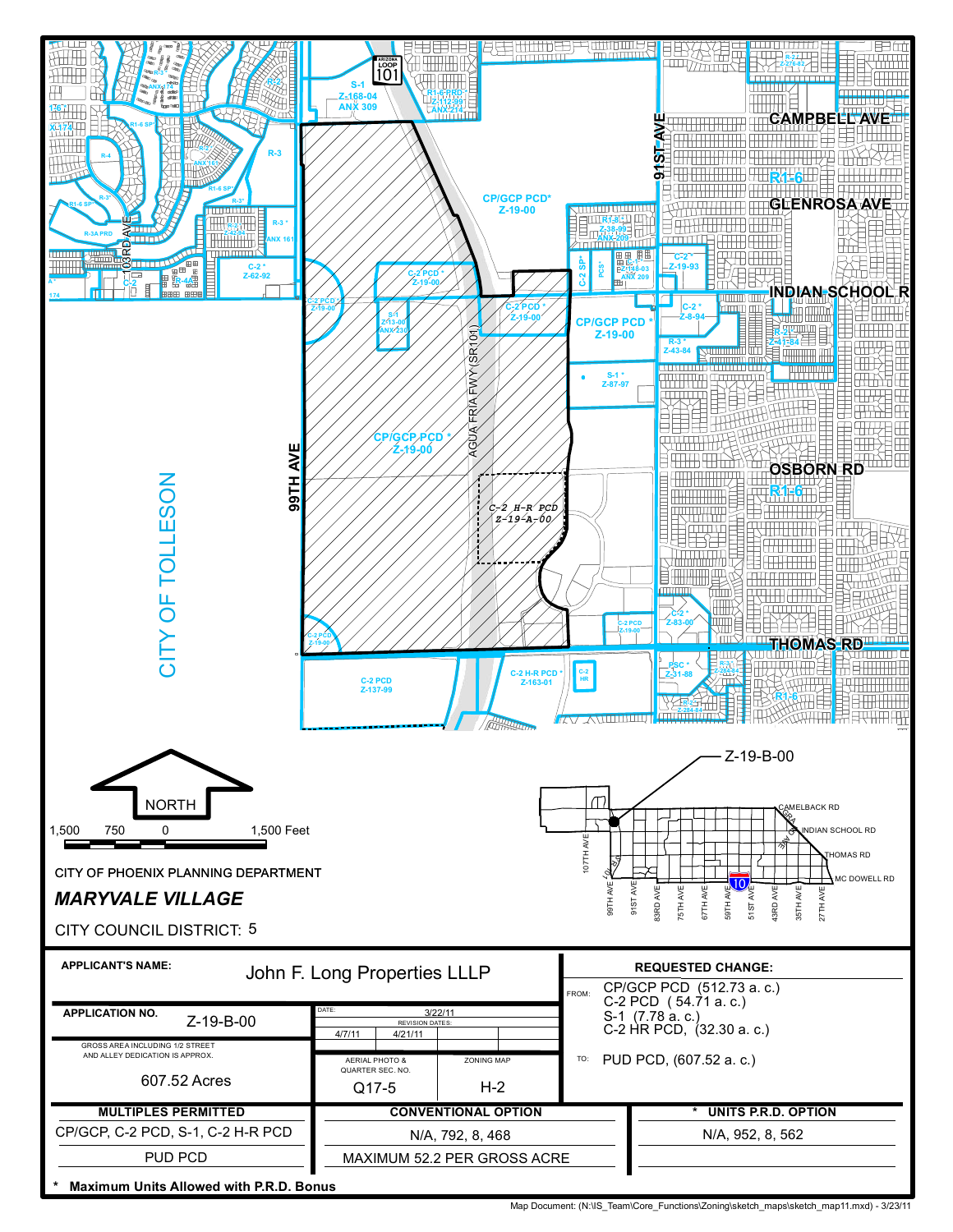CITY OF PHOENIX PLANNING DEPARTMENT

***MARYVALE VILLAGE***

CITY COUNCIL DISTRICT: 5

NORTH

1,500 750 0 1,500 Feet

Z-19-B-00

| APPLICANT'S NAME: | John F. Long Properties LLLP | | | REQUESTED CHANGE: |
|---|---|---|---|---|
| APPLICATION NO. | Z-19-B-00 | DATE: 3/22/11 | REVISION DATES: 4/7/11, 4/21/11 | FROM: CP/GCP PCD (512.73 a. c.) C-2 PCD ( 54.71 a. c.) S-1 (7.78 a. c.) C-2 HR PCD, (32.30 a. c.) |
| GROSS AREA INCLUDING 1/2 STREET AND ALLEY DEDICATION IS APPROX. | 607.52 Acres | AERIAL PHOTO & QUARTER SEC. NO. Q17-5 | ZONING MAP H-2 | TO: PUD PCD, (607.52 a. c.) |

| MULTIPLES PERMITTED | CONVENTIONAL OPTION | * UNITS P.R.D. OPTION |
|---|---|---|
| CP/GCP, C-2 PCD, S-1, C-2 H-R PCD | N/A, 792, 8, 468 | N/A, 952, 8, 562 |
| PUD PCD | MAXIMUM 52.2 PER GROSS ACRE | |

\* **Maximum Units Allowed with P.R.D. Bonus**

Map Document: (N:\IS_Team\Core_Functions\Zoning\sketch_maps\sketch_map11.mxd) - 3/23/11